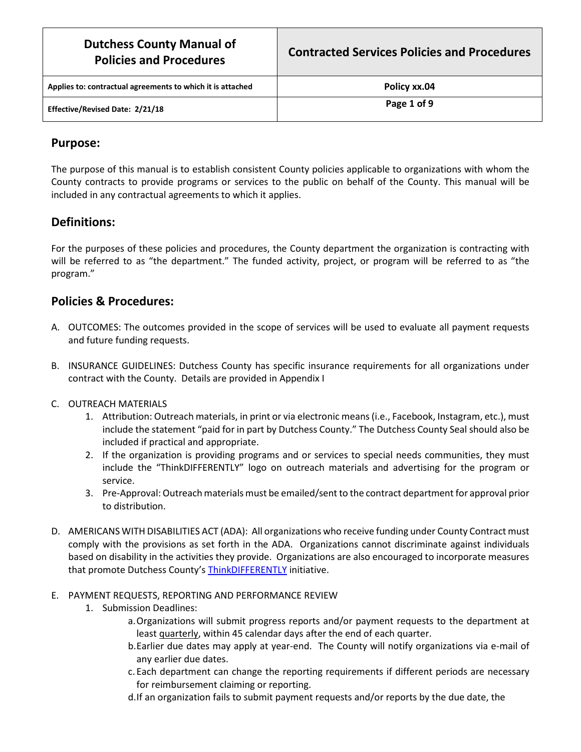| Dutchess County Manual of Policies and Procedures | Contracted Services Policies and Procedures |
|---|---|
| Applies to: contractual agreements to which it is attached | Policy xx.04 |
| Effective/Revised Date: 2/21/18 | Page 1 of 9 |

## Purpose:

The purpose of this manual is to establish consistent County policies applicable to organizations with whom the County contracts to provide programs or services to the public on behalf of the County. This manual will be included in any contractual agreements to which it applies.

## Definitions:

For the purposes of these policies and procedures, the County department the organization is contracting with will be referred to as "the department." The funded activity, project, or program will be referred to as "the program."

## Policies & Procedures:

A. OUTCOMES: The outcomes provided in the scope of services will be used to evaluate all payment requests and future funding requests.

B. INSURANCE GUIDELINES: Dutchess County has specific insurance requirements for all organizations under contract with the County. Details are provided in Appendix I

C. OUTREACH MATERIALS
   1. Attribution: Outreach materials, in print or via electronic means (i.e., Facebook, Instagram, etc.), must include the statement "paid for in part by Dutchess County." The Dutchess County Seal should also be included if practical and appropriate.
   2. If the organization is providing programs and or services to special needs communities, they must include the "ThinkDIFFERENTLY" logo on outreach materials and advertising for the program or service.
   3. Pre-Approval: Outreach materials must be emailed/sent to the contract department for approval prior to distribution.

D. AMERICANS WITH DISABILITIES ACT (ADA): All organizations who receive funding under County Contract must comply with the provisions as set forth in the ADA. Organizations cannot discriminate against individuals based on disability in the activities they provide. Organizations are also encouraged to incorporate measures that promote Dutchess County's ThinkDIFFERENTLY initiative.

E. PAYMENT REQUESTS, REPORTING AND PERFORMANCE REVIEW
   1. Submission Deadlines:
      a. Organizations will submit progress reports and/or payment requests to the department at least quarterly, within 45 calendar days after the end of each quarter.
      b. Earlier due dates may apply at year-end. The County will notify organizations via e-mail of any earlier due dates.
      c. Each department can change the reporting requirements if different periods are necessary for reimbursement claiming or reporting.
      d. If an organization fails to submit payment requests and/or reports by the due date, the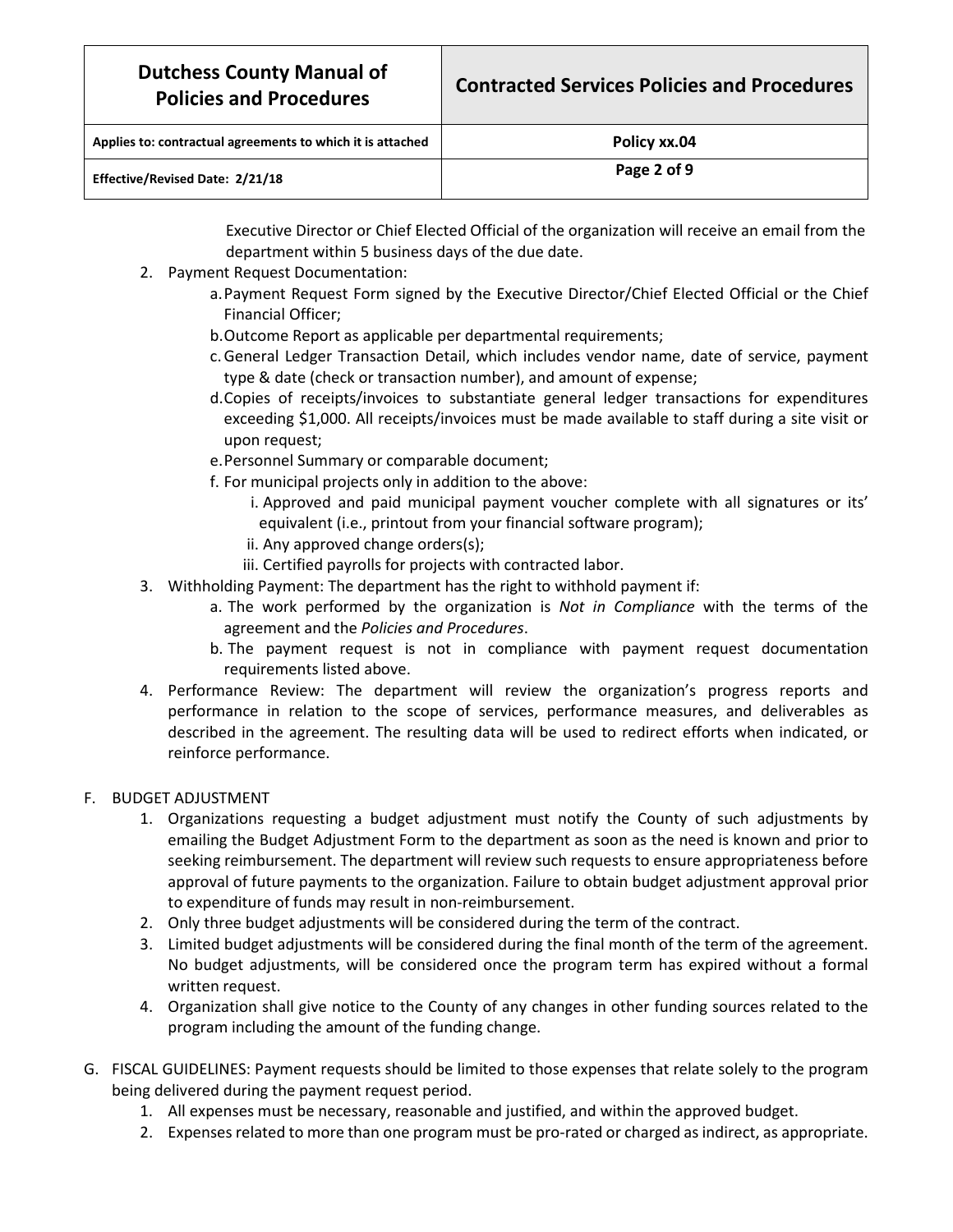Executive Director or Chief Elected Official of the organization will receive an email from the department within 5 business days of the due date.

2. Payment Request Documentation:
   a. Payment Request Form signed by the Executive Director/Chief Elected Official or the Chief Financial Officer;
   b. Outcome Report as applicable per departmental requirements;
   c. General Ledger Transaction Detail, which includes vendor name, date of service, payment type & date (check or transaction number), and amount of expense;
   d. Copies of receipts/invoices to substantiate general ledger transactions for expenditures exceeding $1,000. All receipts/invoices must be made available to staff during a site visit or upon request;
   e. Personnel Summary or comparable document;
   f. For municipal projects only in addition to the above:
      i. Approved and paid municipal payment voucher complete with all signatures or its' equivalent (i.e., printout from your financial software program);
      ii. Any approved change orders(s);
      iii. Certified payrolls for projects with contracted labor.
3. Withholding Payment: The department has the right to withhold payment if:
   a. The work performed by the organization is *Not in Compliance* with the terms of the agreement and the *Policies and Procedures*.
   b. The payment request is not in compliance with payment request documentation requirements listed above.
4. Performance Review: The department will review the organization's progress reports and performance in relation to the scope of services, performance measures, and deliverables as described in the agreement. The resulting data will be used to redirect efforts when indicated, or reinforce performance.

F. BUDGET ADJUSTMENT

1. Organizations requesting a budget adjustment must notify the County of such adjustments by emailing the Budget Adjustment Form to the department as soon as the need is known and prior to seeking reimbursement. The department will review such requests to ensure appropriateness before approval of future payments to the organization. Failure to obtain budget adjustment approval prior to expenditure of funds may result in non-reimbursement.
2. Only three budget adjustments will be considered during the term of the contract.
3. Limited budget adjustments will be considered during the final month of the term of the agreement. No budget adjustments, will be considered once the program term has expired without a formal written request.
4. Organization shall give notice to the County of any changes in other funding sources related to the program including the amount of the funding change.

G. FISCAL GUIDELINES: Payment requests should be limited to those expenses that relate solely to the program being delivered during the payment request period.

1. All expenses must be necessary, reasonable and justified, and within the approved budget.
2. Expenses related to more than one program must be pro-rated or charged as indirect, as appropriate.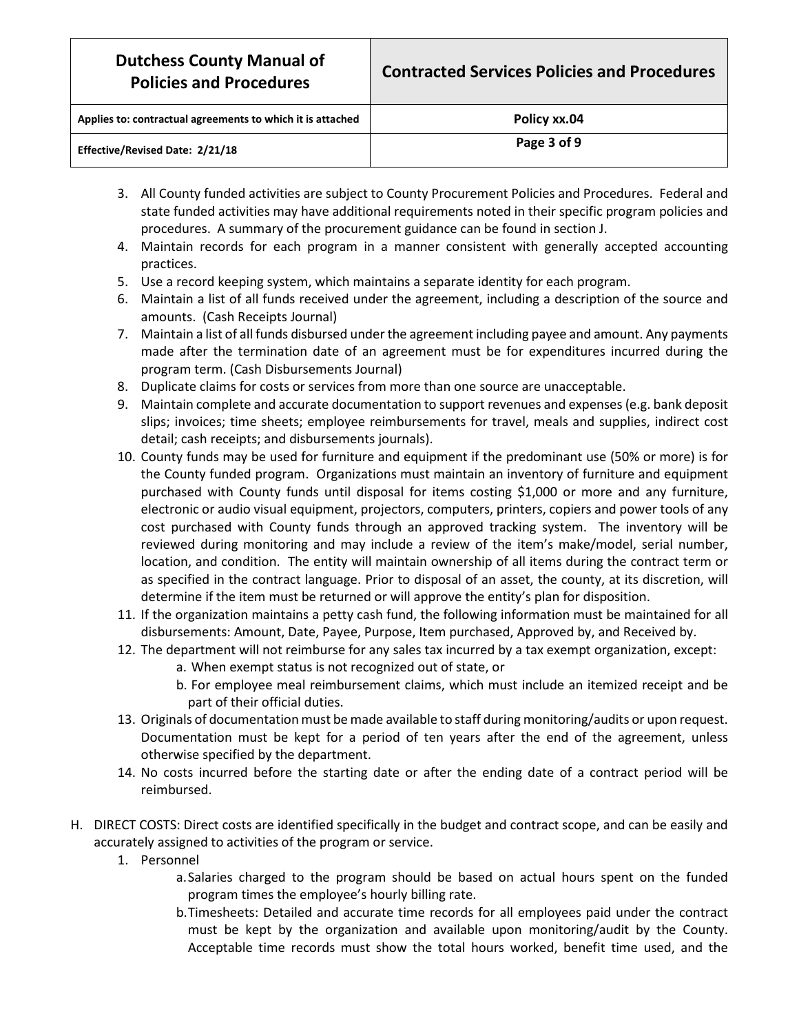3. All County funded activities are subject to County Procurement Policies and Procedures. Federal and state funded activities may have additional requirements noted in their specific program policies and procedures. A summary of the procurement guidance can be found in section J.
4. Maintain records for each program in a manner consistent with generally accepted accounting practices.
5. Use a record keeping system, which maintains a separate identity for each program.
6. Maintain a list of all funds received under the agreement, including a description of the source and amounts. (Cash Receipts Journal)
7. Maintain a list of all funds disbursed under the agreement including payee and amount. Any payments made after the termination date of an agreement must be for expenditures incurred during the program term. (Cash Disbursements Journal)
8. Duplicate claims for costs or services from more than one source are unacceptable.
9. Maintain complete and accurate documentation to support revenues and expenses (e.g. bank deposit slips; invoices; time sheets; employee reimbursements for travel, meals and supplies, indirect cost detail; cash receipts; and disbursements journals).
10. County funds may be used for furniture and equipment if the predominant use (50% or more) is for the County funded program. Organizations must maintain an inventory of furniture and equipment purchased with County funds until disposal for items costing $1,000 or more and any furniture, electronic or audio visual equipment, projectors, computers, printers, copiers and power tools of any cost purchased with County funds through an approved tracking system. The inventory will be reviewed during monitoring and may include a review of the item's make/model, serial number, location, and condition. The entity will maintain ownership of all items during the contract term or as specified in the contract language. Prior to disposal of an asset, the county, at its discretion, will determine if the item must be returned or will approve the entity's plan for disposition.
11. If the organization maintains a petty cash fund, the following information must be maintained for all disbursements: Amount, Date, Payee, Purpose, Item purchased, Approved by, and Received by.
12. The department will not reimburse for any sales tax incurred by a tax exempt organization, except:
    a. When exempt status is not recognized out of state, or
    b. For employee meal reimbursement claims, which must include an itemized receipt and be part of their official duties.
13. Originals of documentation must be made available to staff during monitoring/audits or upon request. Documentation must be kept for a period of ten years after the end of the agreement, unless otherwise specified by the department.
14. No costs incurred before the starting date or after the ending date of a contract period will be reimbursed.

H. DIRECT COSTS: Direct costs are identified specifically in the budget and contract scope, and can be easily and accurately assigned to activities of the program or service.

1. Personnel
    a. Salaries charged to the program should be based on actual hours spent on the funded program times the employee's hourly billing rate.
    b. Timesheets: Detailed and accurate time records for all employees paid under the contract must be kept by the organization and available upon monitoring/audit by the County. Acceptable time records must show the total hours worked, benefit time used, and the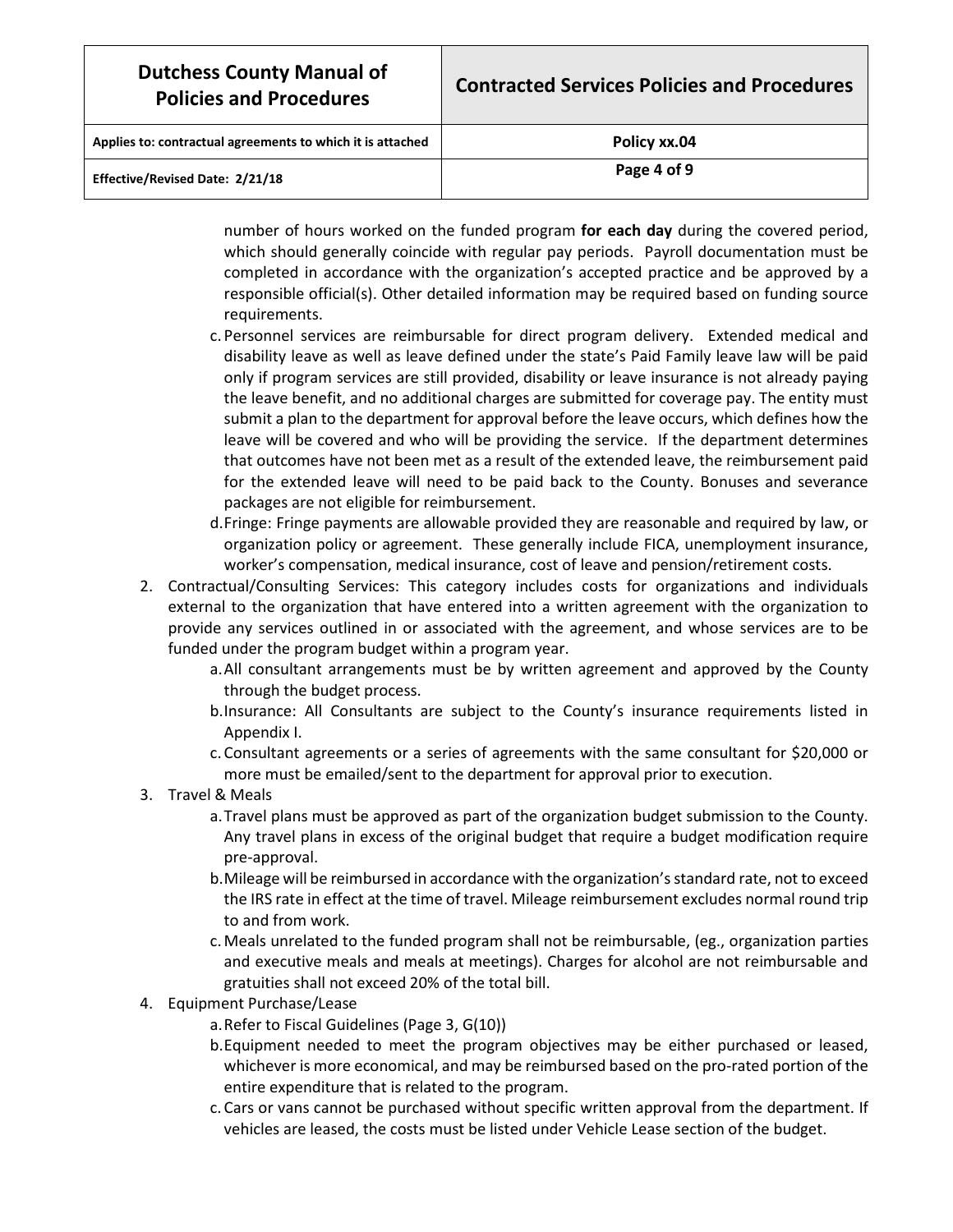number of hours worked on the funded program **for each day** during the covered period, which should generally coincide with regular pay periods. Payroll documentation must be completed in accordance with the organization's accepted practice and be approved by a responsible official(s). Other detailed information may be required based on funding source requirements.

   c. Personnel services are reimbursable for direct program delivery. Extended medical and disability leave as well as leave defined under the state's Paid Family leave law will be paid only if program services are still provided, disability or leave insurance is not already paying the leave benefit, and no additional charges are submitted for coverage pay. The entity must submit a plan to the department for approval before the leave occurs, which defines how the leave will be covered and who will be providing the service. If the department determines that outcomes have not been met as a result of the extended leave, the reimbursement paid for the extended leave will need to be paid back to the County. Bonuses and severance packages are not eligible for reimbursement.

   d. Fringe: Fringe payments are allowable provided they are reasonable and required by law, or organization policy or agreement. These generally include FICA, unemployment insurance, worker's compensation, medical insurance, cost of leave and pension/retirement costs.

2. Contractual/Consulting Services: This category includes costs for organizations and individuals external to the organization that have entered into a written agreement with the organization to provide any services outlined in or associated with the agreement, and whose services are to be funded under the program budget within a program year.
   a. All consultant arrangements must be by written agreement and approved by the County through the budget process.
   b. Insurance: All Consultants are subject to the County's insurance requirements listed in Appendix I.
   c. Consultant agreements or a series of agreements with the same consultant for $20,000 or more must be emailed/sent to the department for approval prior to execution.

3. Travel & Meals
   a. Travel plans must be approved as part of the organization budget submission to the County. Any travel plans in excess of the original budget that require a budget modification require pre-approval.
   b. Mileage will be reimbursed in accordance with the organization's standard rate, not to exceed the IRS rate in effect at the time of travel. Mileage reimbursement excludes normal round trip to and from work.
   c. Meals unrelated to the funded program shall not be reimbursable, (eg., organization parties and executive meals and meals at meetings). Charges for alcohol are not reimbursable and gratuities shall not exceed 20% of the total bill.

4. Equipment Purchase/Lease
   a. Refer to Fiscal Guidelines (Page 3, G(10))
   b. Equipment needed to meet the program objectives may be either purchased or leased, whichever is more economical, and may be reimbursed based on the pro-rated portion of the entire expenditure that is related to the program.
   c. Cars or vans cannot be purchased without specific written approval from the department. If vehicles are leased, the costs must be listed under Vehicle Lease section of the budget.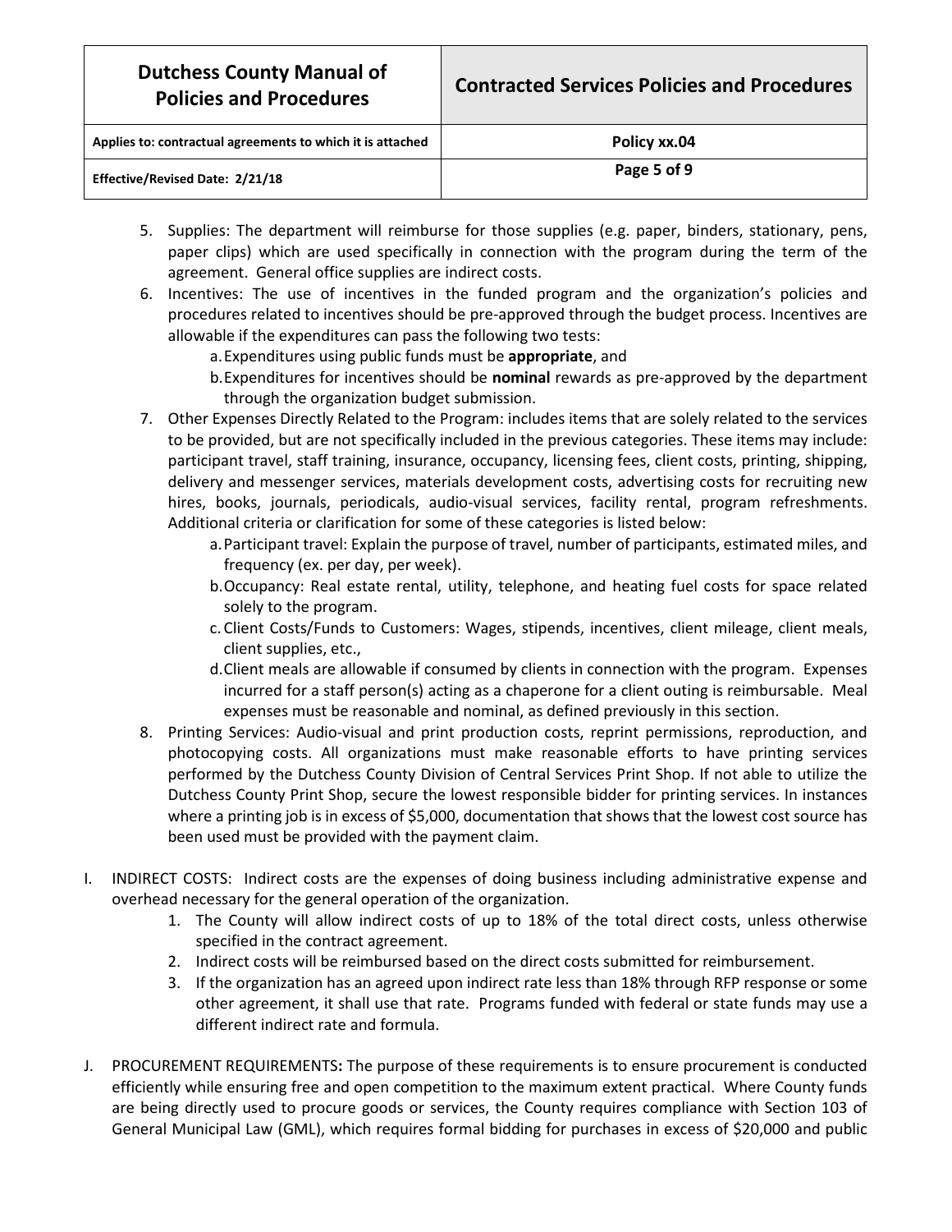5. Supplies: The department will reimburse for those supplies (e.g. paper, binders, stationary, pens, paper clips) which are used specifically in connection with the program during the term of the agreement. General office supplies are indirect costs.
6. Incentives: The use of incentives in the funded program and the organization's policies and procedures related to incentives should be pre-approved through the budget process. Incentives are allowable if the expenditures can pass the following two tests:
   a. Expenditures using public funds must be **appropriate**, and
   b. Expenditures for incentives should be **nominal** rewards as pre-approved by the department through the organization budget submission.
7. Other Expenses Directly Related to the Program: includes items that are solely related to the services to be provided, but are not specifically included in the previous categories. These items may include: participant travel, staff training, insurance, occupancy, licensing fees, client costs, printing, shipping, delivery and messenger services, materials development costs, advertising costs for recruiting new hires, books, journals, periodicals, audio-visual services, facility rental, program refreshments. Additional criteria or clarification for some of these categories is listed below:
   a. Participant travel: Explain the purpose of travel, number of participants, estimated miles, and frequency (ex. per day, per week).
   b. Occupancy: Real estate rental, utility, telephone, and heating fuel costs for space related solely to the program.
   c. Client Costs/Funds to Customers: Wages, stipends, incentives, client mileage, client meals, client supplies, etc.,
   d. Client meals are allowable if consumed by clients in connection with the program. Expenses incurred for a staff person(s) acting as a chaperone for a client outing is reimbursable. Meal expenses must be reasonable and nominal, as defined previously in this section.
8. Printing Services: Audio-visual and print production costs, reprint permissions, reproduction, and photocopying costs. All organizations must make reasonable efforts to have printing services performed by the Dutchess County Division of Central Services Print Shop. If not able to utilize the Dutchess County Print Shop, secure the lowest responsible bidder for printing services. In instances where a printing job is in excess of $5,000, documentation that shows that the lowest cost source has been used must be provided with the payment claim.

I. INDIRECT COSTS: Indirect costs are the expenses of doing business including administrative expense and overhead necessary for the general operation of the organization.
   1. The County will allow indirect costs of up to 18% of the total direct costs, unless otherwise specified in the contract agreement.
   2. Indirect costs will be reimbursed based on the direct costs submitted for reimbursement.
   3. If the organization has an agreed upon indirect rate less than 18% through RFP response or some other agreement, it shall use that rate. Programs funded with federal or state funds may use a different indirect rate and formula.

J. PROCUREMENT REQUIREMENTS**:** The purpose of these requirements is to ensure procurement is conducted efficiently while ensuring free and open competition to the maximum extent practical. Where County funds are being directly used to procure goods or services, the County requires compliance with Section 103 of General Municipal Law (GML), which requires formal bidding for purchases in excess of $20,000 and public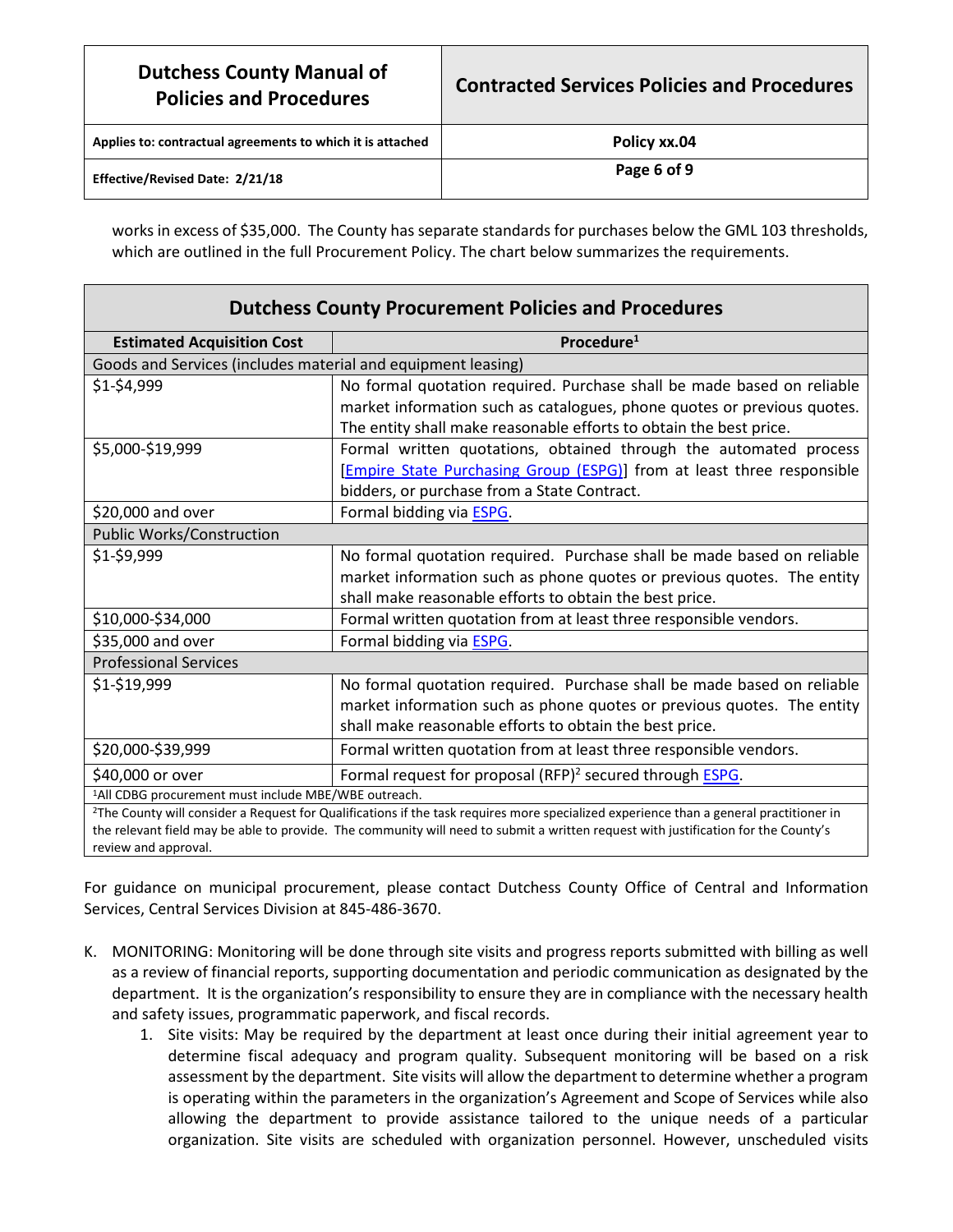works in excess of $35,000. The County has separate standards for purchases below the GML 103 thresholds, which are outlined in the full Procurement Policy. The chart below summarizes the requirements.

| Dutchess County Procurement Policies and Procedures | |
|---|---|
| **Estimated Acquisition Cost** | **Procedure[1]** |
| Goods and Services (includes material and equipment leasing) | |
| $1-$4,999 | No formal quotation required. Purchase shall be made based on reliable market information such as catalogues, phone quotes or previous quotes. The entity shall make reasonable efforts to obtain the best price. |
| $5,000-$19,999 | Formal written quotations, obtained through the automated process [Empire State Purchasing Group (ESPG)] from at least three responsible bidders, or purchase from a State Contract. |
| $20,000 and over | Formal bidding via ESPG. |
| Public Works/Construction | |
| $1-$9,999 | No formal quotation required. Purchase shall be made based on reliable market information such as phone quotes or previous quotes. The entity shall make reasonable efforts to obtain the best price. |
| $10,000-$34,000 | Formal written quotation from at least three responsible vendors. |
| $35,000 and over | Formal bidding via ESPG. |
| Professional Services | |
| $1-$19,999 | No formal quotation required. Purchase shall be made based on reliable market information such as phone quotes or previous quotes. The entity shall make reasonable efforts to obtain the best price. |
| $20,000-$39,999 | Formal written quotation from at least three responsible vendors. |
| $40,000 or over | Formal request for proposal (RFP)[2] secured through ESPG. |

[1]All CDBG procurement must include MBE/WBE outreach.

[2]The County will consider a Request for Qualifications if the task requires more specialized experience than a general practitioner in the relevant field may be able to provide. The community will need to submit a written request with justification for the County's review and approval.

For guidance on municipal procurement, please contact Dutchess County Office of Central and Information Services, Central Services Division at 845-486-3670.

K. MONITORING: Monitoring will be done through site visits and progress reports submitted with billing as well as a review of financial reports, supporting documentation and periodic communication as designated by the department. It is the organization's responsibility to ensure they are in compliance with the necessary health and safety issues, programmatic paperwork, and fiscal records.
   1. Site visits: May be required by the department at least once during their initial agreement year to determine fiscal adequacy and program quality. Subsequent monitoring will be based on a risk assessment by the department. Site visits will allow the department to determine whether a program is operating within the parameters in the organization's Agreement and Scope of Services while also allowing the department to provide assistance tailored to the unique needs of a particular organization. Site visits are scheduled with organization personnel. However, unscheduled visits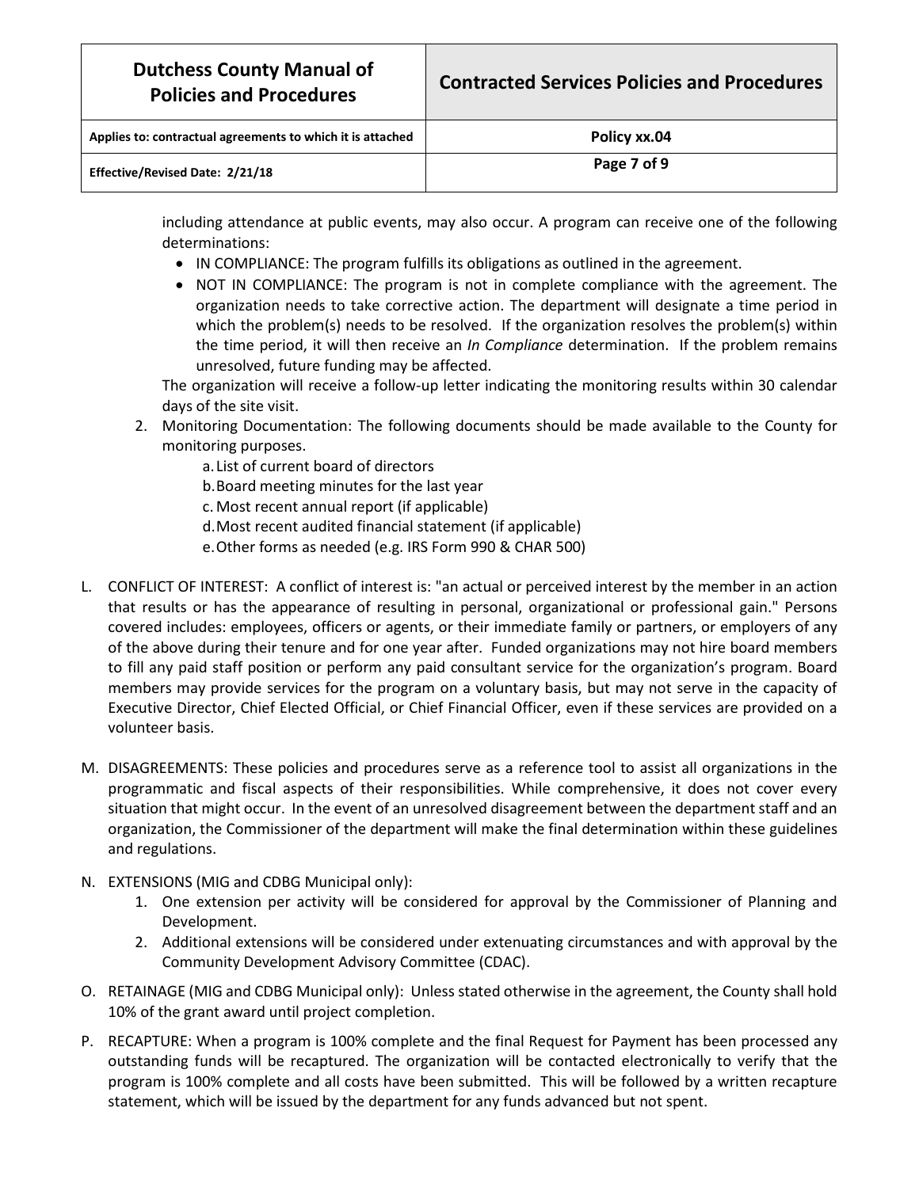including attendance at public events, may also occur. A program can receive one of the following determinations:

- IN COMPLIANCE: The program fulfills its obligations as outlined in the agreement.
- NOT IN COMPLIANCE: The program is not in complete compliance with the agreement. The organization needs to take corrective action. The department will designate a time period in which the problem(s) needs to be resolved. If the organization resolves the problem(s) within the time period, it will then receive an *In Compliance* determination. If the problem remains unresolved, future funding may be affected.

The organization will receive a follow-up letter indicating the monitoring results within 30 calendar days of the site visit.

2. Monitoring Documentation: The following documents should be made available to the County for monitoring purposes.
   a. List of current board of directors
   b. Board meeting minutes for the last year
   c. Most recent annual report (if applicable)
   d. Most recent audited financial statement (if applicable)
   e. Other forms as needed (e.g. IRS Form 990 & CHAR 500)

L. CONFLICT OF INTEREST: A conflict of interest is: "an actual or perceived interest by the member in an action that results or has the appearance of resulting in personal, organizational or professional gain." Persons covered includes: employees, officers or agents, or their immediate family or partners, or employers of any of the above during their tenure and for one year after. Funded organizations may not hire board members to fill any paid staff position or perform any paid consultant service for the organization's program. Board members may provide services for the program on a voluntary basis, but may not serve in the capacity of Executive Director, Chief Elected Official, or Chief Financial Officer, even if these services are provided on a volunteer basis.

M. DISAGREEMENTS: These policies and procedures serve as a reference tool to assist all organizations in the programmatic and fiscal aspects of their responsibilities. While comprehensive, it does not cover every situation that might occur. In the event of an unresolved disagreement between the department staff and an organization, the Commissioner of the department will make the final determination within these guidelines and regulations.

N. EXTENSIONS (MIG and CDBG Municipal only):
   1. One extension per activity will be considered for approval by the Commissioner of Planning and Development.
   2. Additional extensions will be considered under extenuating circumstances and with approval by the Community Development Advisory Committee (CDAC).

O. RETAINAGE (MIG and CDBG Municipal only): Unless stated otherwise in the agreement, the County shall hold 10% of the grant award until project completion.

P. RECAPTURE: When a program is 100% complete and the final Request for Payment has been processed any outstanding funds will be recaptured. The organization will be contacted electronically to verify that the program is 100% complete and all costs have been submitted. This will be followed by a written recapture statement, which will be issued by the department for any funds advanced but not spent.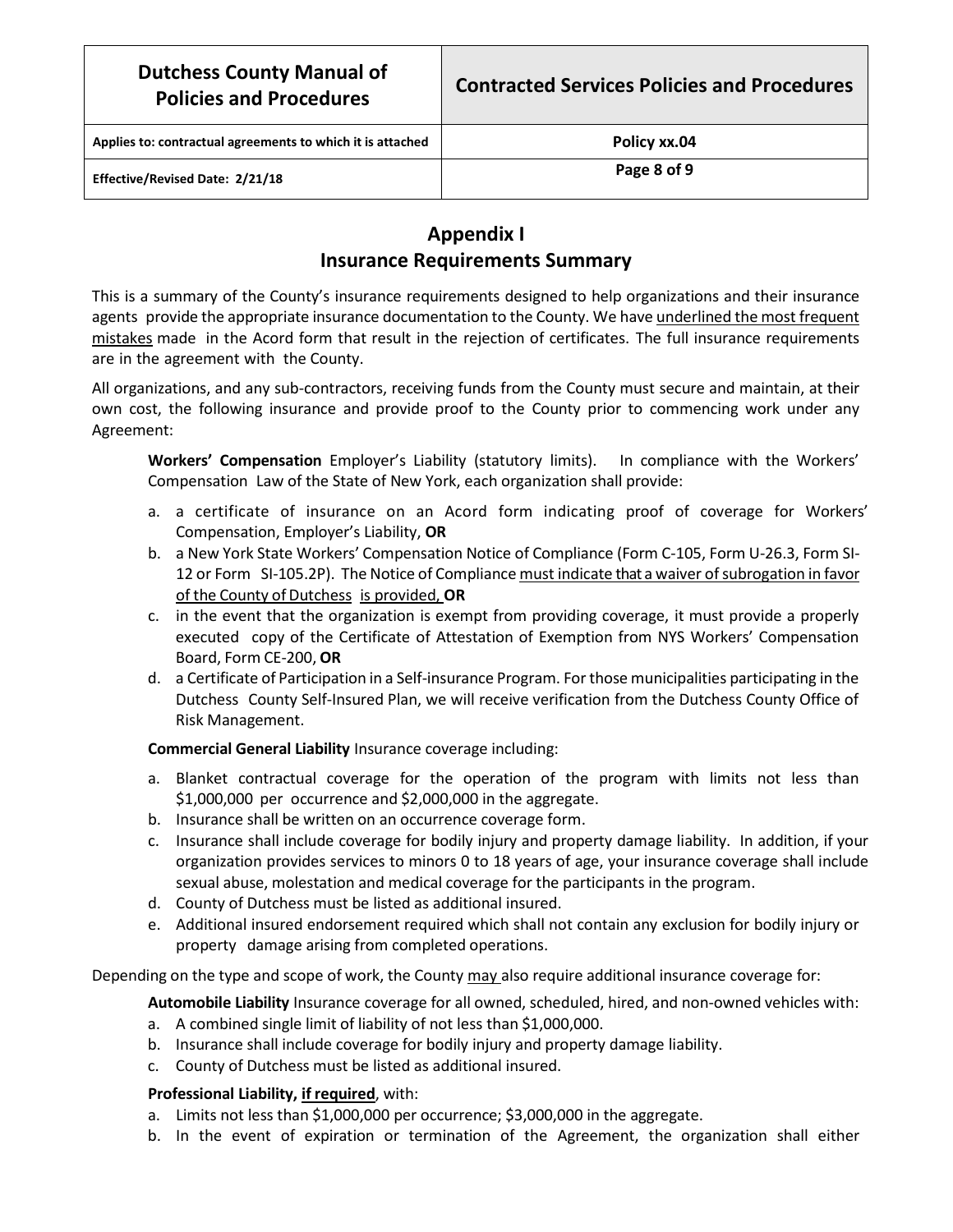## Appendix I
## Insurance Requirements Summary

This is a summary of the County's insurance requirements designed to help organizations and their insurance agents provide the appropriate insurance documentation to the County. We have <u>underlined the most frequent mistakes</u> made in the Acord form that result in the rejection of certificates. The full insurance requirements are in the agreement with the County.

All organizations, and any sub-contractors, receiving funds from the County must secure and maintain, at their own cost, the following insurance and provide proof to the County prior to commencing work under any Agreement:

**Workers' Compensation** Employer's Liability (statutory limits). In compliance with the Workers' Compensation Law of the State of New York, each organization shall provide:

a. a certificate of insurance on an Acord form indicating proof of coverage for Workers' Compensation, Employer's Liability, **OR**
b. a New York State Workers' Compensation Notice of Compliance (Form C-105, Form U-26.3, Form SI-12 or Form SI-105.2P). The Notice of Compliance <u>must indicate that a waiver of subrogation in favor of the County of Dutchess is provided,</u> **OR**
c. in the event that the organization is exempt from providing coverage, it must provide a properly executed copy of the Certificate of Attestation of Exemption from NYS Workers' Compensation Board, Form CE-200, **OR**
d. a Certificate of Participation in a Self-insurance Program. For those municipalities participating in the Dutchess County Self-Insured Plan, we will receive verification from the Dutchess County Office of Risk Management.

**Commercial General Liability** Insurance coverage including:

a. Blanket contractual coverage for the operation of the program with limits not less than $1,000,000 per occurrence and $2,000,000 in the aggregate.
b. Insurance shall be written on an occurrence coverage form.
c. Insurance shall include coverage for bodily injury and property damage liability. In addition, if your organization provides services to minors 0 to 18 years of age, your insurance coverage shall include sexual abuse, molestation and medical coverage for the participants in the program.
d. County of Dutchess must be listed as additional insured.
e. Additional insured endorsement required which shall not contain any exclusion for bodily injury or property damage arising from completed operations.

Depending on the type and scope of work, the County <u>may</u> also require additional insurance coverage for:

**Automobile Liability** Insurance coverage for all owned, scheduled, hired, and non-owned vehicles with:

a. A combined single limit of liability of not less than $1,000,000.
b. Insurance shall include coverage for bodily injury and property damage liability.
c. County of Dutchess must be listed as additional insured.

**Professional Liability, <u>if required</u>**, with:

a. Limits not less than $1,000,000 per occurrence; $3,000,000 in the aggregate.
b. In the event of expiration or termination of the Agreement, the organization shall either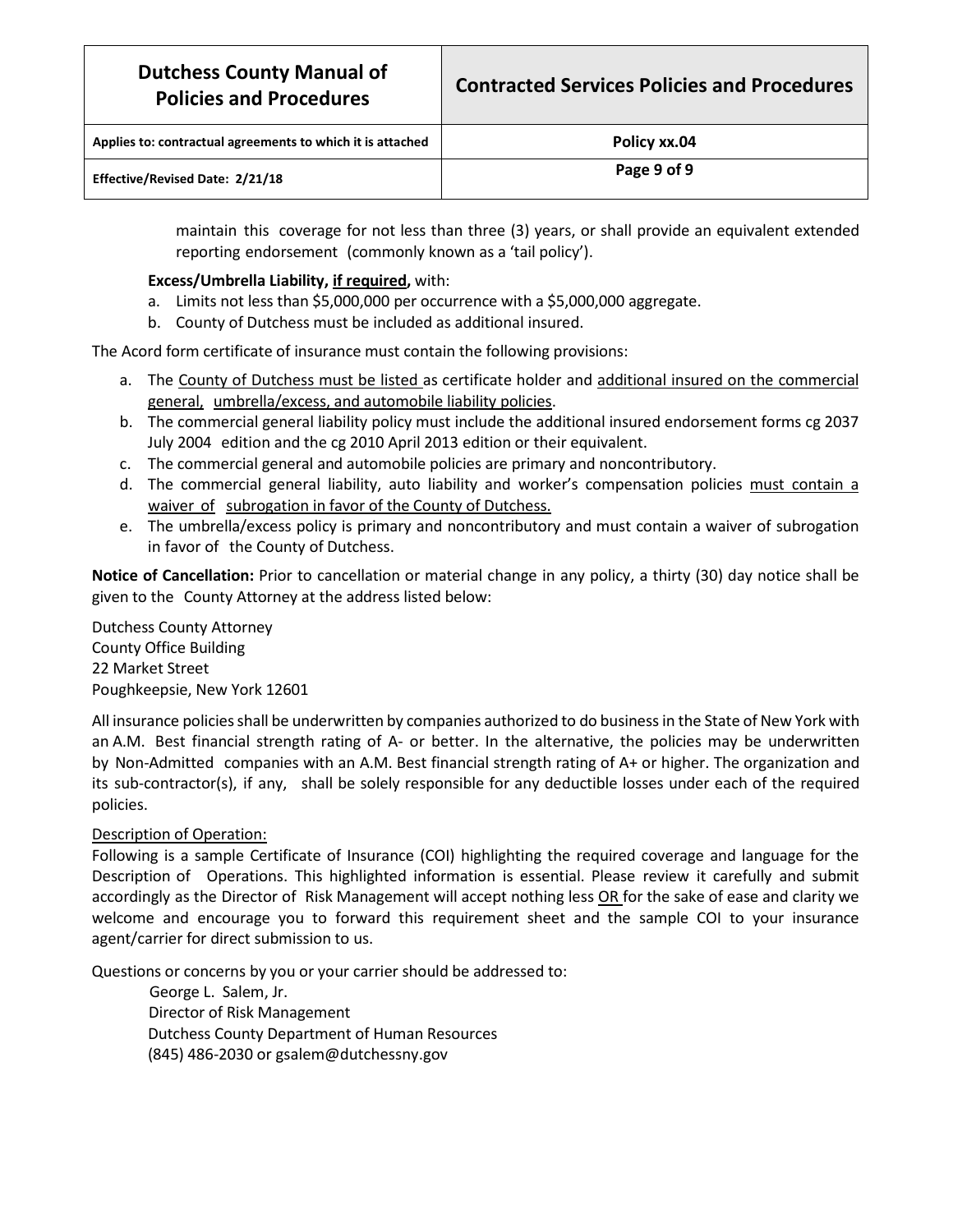maintain this coverage for not less than three (3) years, or shall provide an equivalent extended reporting endorsement (commonly known as a 'tail policy').

**Excess/Umbrella Liability, <u>if required</u>,** with:

a. Limits not less than $5,000,000 per occurrence with a $5,000,000 aggregate.
b. County of Dutchess must be included as additional insured.

The Acord form certificate of insurance must contain the following provisions:

a. The <u>County of Dutchess must be listed</u> as certificate holder and <u>additional insured on the commercial general, umbrella/excess, and automobile liability policies</u>.
b. The commercial general liability policy must include the additional insured endorsement forms cg 2037 July 2004 edition and the cg 2010 April 2013 edition or their equivalent.
c. The commercial general and automobile policies are primary and noncontributory.
d. The commercial general liability, auto liability and worker's compensation policies <u>must contain a waiver of subrogation in favor of the County of Dutchess.</u>
e. The umbrella/excess policy is primary and noncontributory and must contain a waiver of subrogation in favor of the County of Dutchess.

**Notice of Cancellation:** Prior to cancellation or material change in any policy, a thirty (30) day notice shall be given to the County Attorney at the address listed below:

Dutchess County Attorney
County Office Building
22 Market Street
Poughkeepsie, New York 12601

All insurance policies shall be underwritten by companies authorized to do business in the State of New York with an A.M. Best financial strength rating of A- or better. In the alternative, the policies may be underwritten by Non-Admitted companies with an A.M. Best financial strength rating of A+ or higher. The organization and its sub-contractor(s), if any, shall be solely responsible for any deductible losses under each of the required policies.

<u>Description of Operation:</u>
Following is a sample Certificate of Insurance (COI) highlighting the required coverage and language for the Description of Operations. This highlighted information is essential. Please review it carefully and submit accordingly as the Director of Risk Management will accept nothing less <u>OR</u> for the sake of ease and clarity we welcome and encourage you to forward this requirement sheet and the sample COI to your insurance agent/carrier for direct submission to us.

Questions or concerns by you or your carrier should be addressed to:

George L. Salem, Jr.
Director of Risk Management
Dutchess County Department of Human Resources
(845) 486-2030 or gsalem@dutchessny.gov